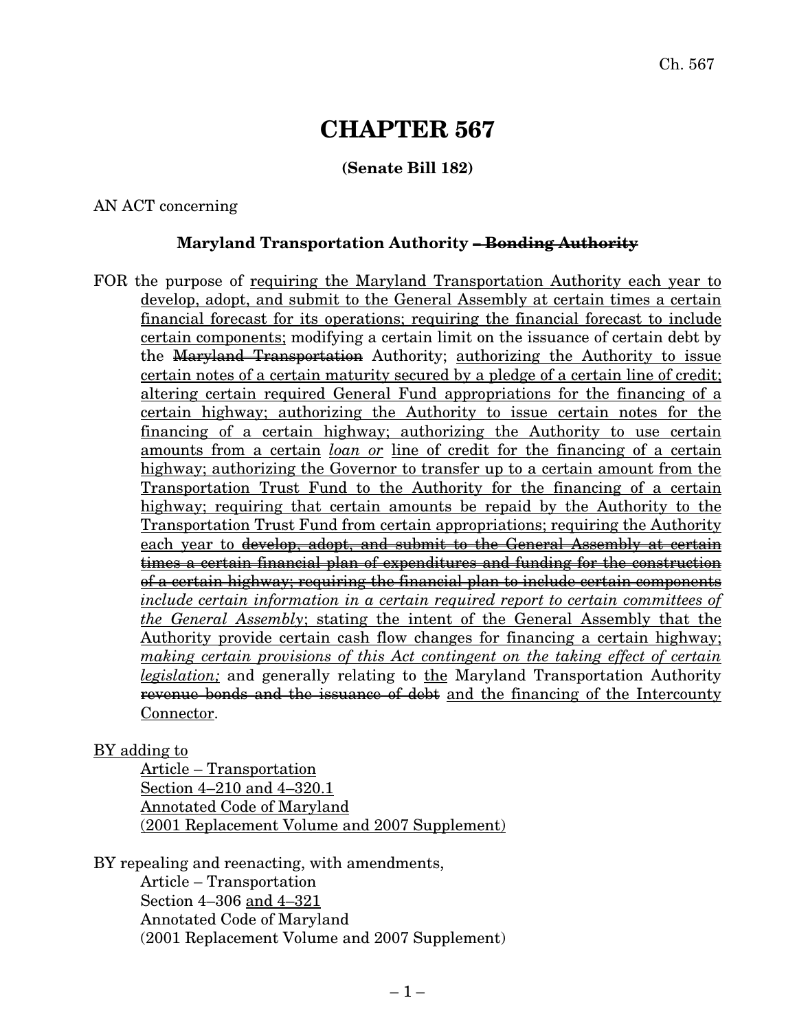# CHAPTER 567

**(Senate Bill 182)**

AN ACT concerning

**Maryland Transportation Authority ~~– Bonding Authority~~**

FOR the purpose of <u>requiring the Maryland Transportation Authority each year to develop, adopt, and submit to the General Assembly at certain times a certain financial forecast for its operations; requiring the financial forecast to include certain components;</u> modifying a certain limit on the issuance of certain debt by the ~~Maryland Transportation~~ Authority; <u>authorizing the Authority to issue certain notes of a certain maturity secured by a pledge of a certain line of credit; altering certain required General Fund appropriations for the financing of a certain highway; authorizing the Authority to issue certain notes for the financing of a certain highway; authorizing the Authority to use certain amounts from a certain</u> <u>*loan or*</u> <u>line of credit for the financing of a certain highway; authorizing the Governor to transfer up to a certain amount from the Transportation Trust Fund to the Authority for the financing of a certain highway; requiring that certain amounts be repaid by the Authority to the Transportation Trust Fund from certain appropriations; requiring the Authority each year to</u> ~~develop, adopt, and submit to the General Assembly at certain times a certain financial plan of expenditures and funding for the construction of a certain highway; requiring the financial plan to include certain components~~ *include certain information in a certain required report to certain committees of the General Assembly*; <u>stating the intent of the General Assembly that the Authority provide certain cash flow changes for financing a certain highway;</u> <u>*making certain provisions of this Act contingent on the taking effect of certain legislation;*</u> and generally relating to <u>the</u> Maryland Transportation Authority ~~revenue bonds and the issuance of debt~~ <u>and the financing of the Intercounty Connector</u>.

<u>BY adding to</u>
<u>Article – Transportation</u>
<u>Section 4–210 and 4–320.1</u>
<u>Annotated Code of Maryland</u>
<u>(2001 Replacement Volume and 2007 Supplement)</u>

BY repealing and reenacting, with amendments,
Article – Transportation
Section 4–306 <u>and 4–321</u>
Annotated Code of Maryland
(2001 Replacement Volume and 2007 Supplement)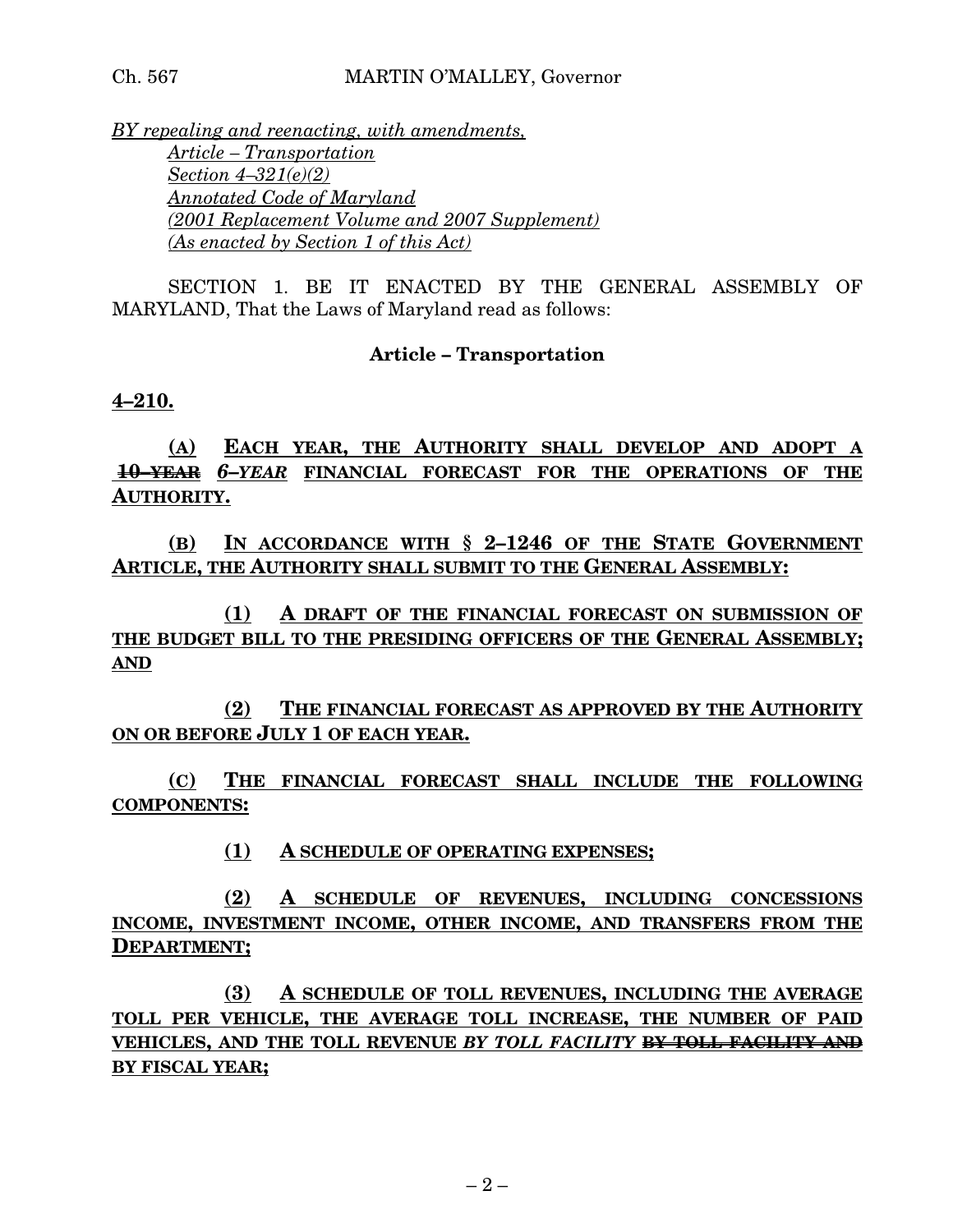*BY repealing and reenacting, with amendments,*
*Article – Transportation*
*Section 4–321(e)(2)*
*Annotated Code of Maryland*
*(2001 Replacement Volume and 2007 Supplement)*
*(As enacted by Section 1 of this Act)*

SECTION 1. BE IT ENACTED BY THE GENERAL ASSEMBLY OF MARYLAND, That the Laws of Maryland read as follows:

**Article – Transportation**

**4–210.**

**(A) EACH YEAR, THE AUTHORITY SHALL DEVELOP AND ADOPT A ~~10–YEAR~~ *6–YEAR* FINANCIAL FORECAST FOR THE OPERATIONS OF THE AUTHORITY.**

**(B) IN ACCORDANCE WITH § 2–1246 OF THE STATE GOVERNMENT ARTICLE, THE AUTHORITY SHALL SUBMIT TO THE GENERAL ASSEMBLY:**

**(1) A DRAFT OF THE FINANCIAL FORECAST ON SUBMISSION OF THE BUDGET BILL TO THE PRESIDING OFFICERS OF THE GENERAL ASSEMBLY; AND**

**(2) THE FINANCIAL FORECAST AS APPROVED BY THE AUTHORITY ON OR BEFORE JULY 1 OF EACH YEAR.**

**(C) THE FINANCIAL FORECAST SHALL INCLUDE THE FOLLOWING COMPONENTS:**

**(1) A SCHEDULE OF OPERATING EXPENSES;**

**(2) A SCHEDULE OF REVENUES, INCLUDING CONCESSIONS INCOME, INVESTMENT INCOME, OTHER INCOME, AND TRANSFERS FROM THE DEPARTMENT;**

**(3) A SCHEDULE OF TOLL REVENUES, INCLUDING THE AVERAGE TOLL PER VEHICLE, THE AVERAGE TOLL INCREASE, THE NUMBER OF PAID VEHICLES, AND THE TOLL REVENUE *BY TOLL FACILITY* ~~BY TOLL FACILITY AND~~ BY FISCAL YEAR;**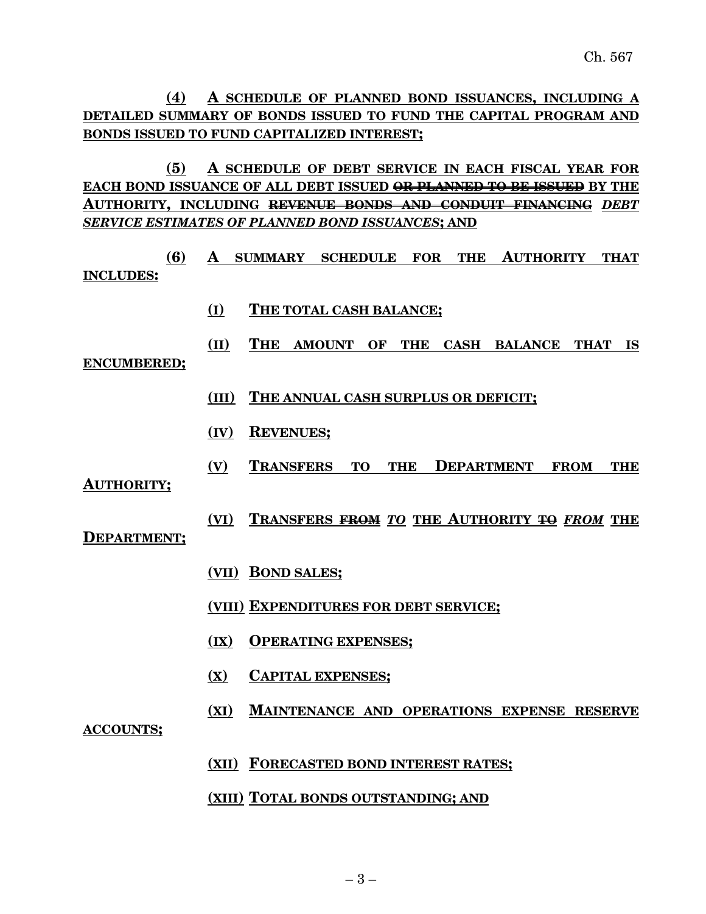(4) A SCHEDULE OF PLANNED BOND ISSUANCES, INCLUDING A DETAILED SUMMARY OF BONDS ISSUED TO FUND THE CAPITAL PROGRAM AND BONDS ISSUED TO FUND CAPITALIZED INTEREST;

(5) A SCHEDULE OF DEBT SERVICE IN EACH FISCAL YEAR FOR EACH BOND ISSUANCE OF ALL DEBT ISSUED ~~OR PLANNED TO BE ISSUED~~ BY THE AUTHORITY, INCLUDING ~~REVENUE BONDS AND CONDUIT FINANCING~~ *DEBT SERVICE ESTIMATES OF PLANNED BOND ISSUANCES*; AND

(6) A SUMMARY SCHEDULE FOR THE AUTHORITY THAT INCLUDES:

(I) THE TOTAL CASH BALANCE;

(II) THE AMOUNT OF THE CASH BALANCE THAT IS ENCUMBERED;

(III) THE ANNUAL CASH SURPLUS OR DEFICIT;

(IV) REVENUES;

(V) TRANSFERS TO THE DEPARTMENT FROM THE AUTHORITY;

(VI) TRANSFERS ~~FROM~~ *TO* THE AUTHORITY ~~TO~~ *FROM* THE DEPARTMENT;

(VII) BOND SALES;

(VIII) EXPENDITURES FOR DEBT SERVICE;

(IX) OPERATING EXPENSES;

(X) CAPITAL EXPENSES;

(XI) MAINTENANCE AND OPERATIONS EXPENSE RESERVE ACCOUNTS;

(XII) FORECASTED BOND INTEREST RATES;

(XIII) TOTAL BONDS OUTSTANDING; AND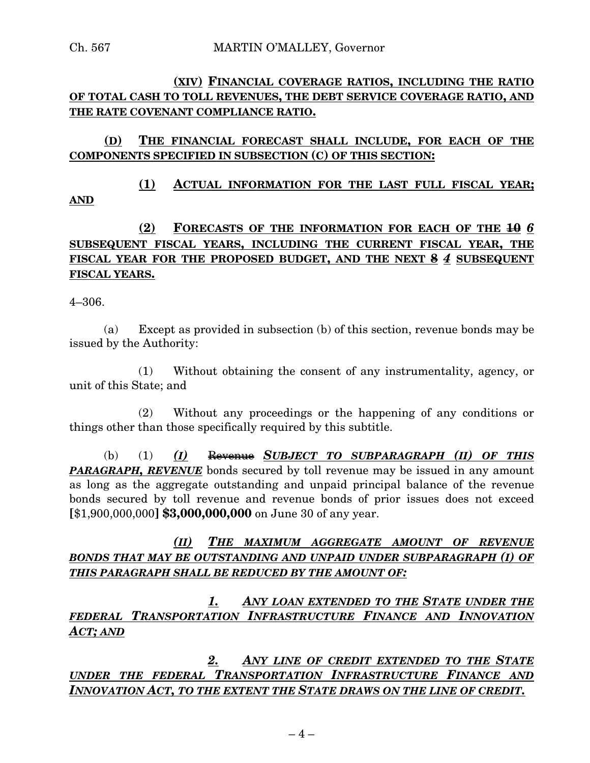**(XIV) FINANCIAL COVERAGE RATIOS, INCLUDING THE RATIO OF TOTAL CASH TO TOLL REVENUES, THE DEBT SERVICE COVERAGE RATIO, AND THE RATE COVENANT COMPLIANCE RATIO.**

**(D) THE FINANCIAL FORECAST SHALL INCLUDE, FOR EACH OF THE COMPONENTS SPECIFIED IN SUBSECTION (C) OF THIS SECTION:**

**(1) ACTUAL INFORMATION FOR THE LAST FULL FISCAL YEAR; AND**

**(2) FORECASTS OF THE INFORMATION FOR EACH OF THE ~~10~~ *6* SUBSEQUENT FISCAL YEARS, INCLUDING THE CURRENT FISCAL YEAR, THE FISCAL YEAR FOR THE PROPOSED BUDGET, AND THE NEXT ~~8~~ *4* SUBSEQUENT FISCAL YEARS.**

4–306.

(a) Except as provided in subsection (b) of this section, revenue bonds may be issued by the Authority:

(1) Without obtaining the consent of any instrumentality, agency, or unit of this State; and

(2) Without any proceedings or the happening of any conditions or things other than those specifically required by this subtitle.

(b) (1) ***(I)*** ~~Revenue~~ ***SUBJECT TO SUBPARAGRAPH (II) OF THIS PARAGRAPH, REVENUE*** bonds secured by toll revenue may be issued in any amount as long as the aggregate outstanding and unpaid principal balance of the revenue bonds secured by toll revenue and revenue bonds of prior issues does not exceed **[**$1,900,000,000**]** **$3,000,000,000** on June 30 of any year.

***(II) THE MAXIMUM AGGREGATE AMOUNT OF REVENUE BONDS THAT MAY BE OUTSTANDING AND UNPAID UNDER SUBPARAGRAPH (I) OF THIS PARAGRAPH SHALL BE REDUCED BY THE AMOUNT OF:***

***1. ANY LOAN EXTENDED TO THE STATE UNDER THE FEDERAL TRANSPORTATION INFRASTRUCTURE FINANCE AND INNOVATION ACT; AND***

***2. ANY LINE OF CREDIT EXTENDED TO THE STATE UNDER THE FEDERAL TRANSPORTATION INFRASTRUCTURE FINANCE AND INNOVATION ACT, TO THE EXTENT THE STATE DRAWS ON THE LINE OF CREDIT.***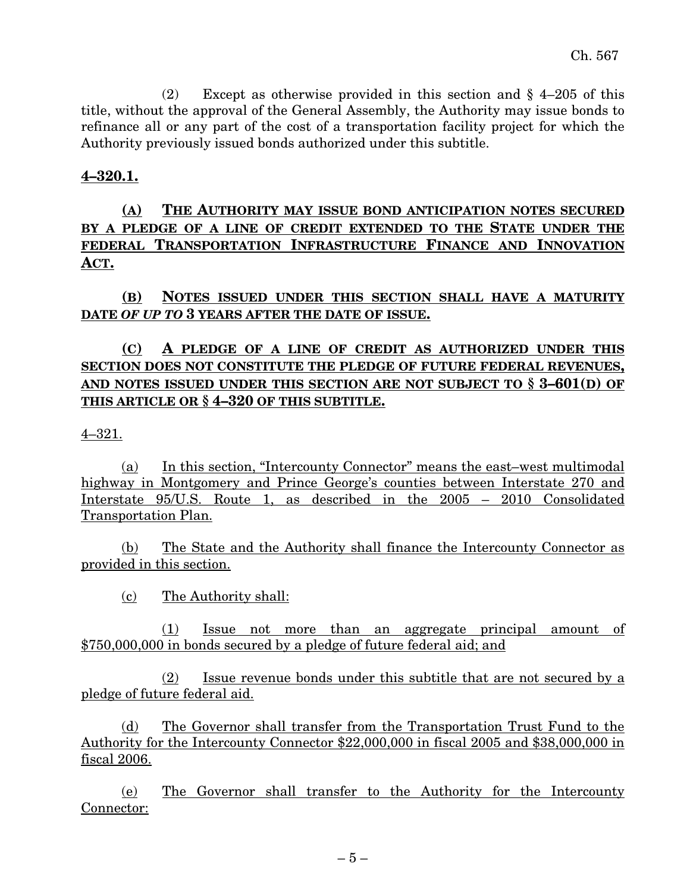(2) Except as otherwise provided in this section and § 4–205 of this title, without the approval of the General Assembly, the Authority may issue bonds to refinance all or any part of the cost of a transportation facility project for which the Authority previously issued bonds authorized under this subtitle.

**4–320.1.**

**(A) THE AUTHORITY MAY ISSUE BOND ANTICIPATION NOTES SECURED BY A PLEDGE OF A LINE OF CREDIT EXTENDED TO THE STATE UNDER THE FEDERAL TRANSPORTATION INFRASTRUCTURE FINANCE AND INNOVATION ACT.**

**(B) NOTES ISSUED UNDER THIS SECTION SHALL HAVE A MATURITY DATE *OF UP TO* 3 YEARS AFTER THE DATE OF ISSUE.**

**(C) A PLEDGE OF A LINE OF CREDIT AS AUTHORIZED UNDER THIS SECTION DOES NOT CONSTITUTE THE PLEDGE OF FUTURE FEDERAL REVENUES, AND NOTES ISSUED UNDER THIS SECTION ARE NOT SUBJECT TO § 3–601(D) OF THIS ARTICLE OR § 4–320 OF THIS SUBTITLE.**

4–321.

(a) In this section, "Intercounty Connector" means the east–west multimodal highway in Montgomery and Prince George's counties between Interstate 270 and Interstate 95/U.S. Route 1, as described in the 2005 – 2010 Consolidated Transportation Plan.

(b) The State and the Authority shall finance the Intercounty Connector as provided in this section.

(c) The Authority shall:

(1) Issue not more than an aggregate principal amount of $750,000,000 in bonds secured by a pledge of future federal aid; and

(2) Issue revenue bonds under this subtitle that are not secured by a pledge of future federal aid.

(d) The Governor shall transfer from the Transportation Trust Fund to the Authority for the Intercounty Connector $22,000,000 in fiscal 2005 and $38,000,000 in fiscal 2006.

(e) The Governor shall transfer to the Authority for the Intercounty Connector: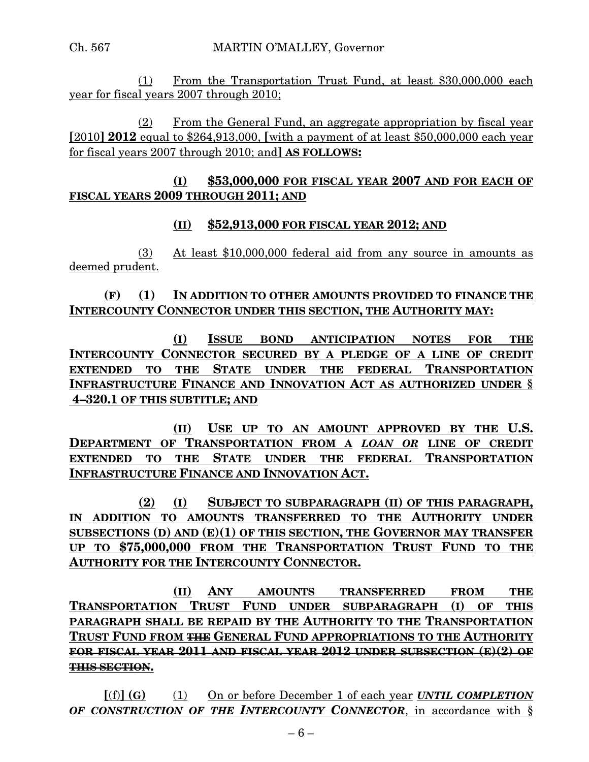(1) From the Transportation Trust Fund, at least $30,000,000 each year for fiscal years 2007 through 2010;

(2) From the General Fund, an aggregate appropriation by fiscal year [2010] **2012** equal to $264,913,000, [with a payment of at least $50,000,000 each year for fiscal years 2007 through 2010; and] **AS FOLLOWS:**

**(I) $53,000,000 FOR FISCAL YEAR 2007 AND FOR EACH OF FISCAL YEARS 2009 THROUGH 2011; AND**

**(II) $52,913,000 FOR FISCAL YEAR 2012; AND**

(3) At least $10,000,000 federal aid from any source in amounts as deemed prudent.

**(F) (1) IN ADDITION TO OTHER AMOUNTS PROVIDED TO FINANCE THE INTERCOUNTY CONNECTOR UNDER THIS SECTION, THE AUTHORITY MAY:**

**(I) ISSUE BOND ANTICIPATION NOTES FOR THE INTERCOUNTY CONNECTOR SECURED BY A PLEDGE OF A LINE OF CREDIT EXTENDED TO THE STATE UNDER THE FEDERAL TRANSPORTATION INFRASTRUCTURE FINANCE AND INNOVATION ACT AS AUTHORIZED UNDER § 4–320.1 OF THIS SUBTITLE; AND**

**(II) USE UP TO AN AMOUNT APPROVED BY THE U.S. DEPARTMENT OF TRANSPORTATION FROM A *LOAN OR* LINE OF CREDIT EXTENDED TO THE STATE UNDER THE FEDERAL TRANSPORTATION INFRASTRUCTURE FINANCE AND INNOVATION ACT.**

**(2) (I) SUBJECT TO SUBPARAGRAPH (II) OF THIS PARAGRAPH, IN ADDITION TO AMOUNTS TRANSFERRED TO THE AUTHORITY UNDER SUBSECTIONS (D) AND (E)(1) OF THIS SECTION, THE GOVERNOR MAY TRANSFER UP TO $75,000,000 FROM THE TRANSPORTATION TRUST FUND TO THE AUTHORITY FOR THE INTERCOUNTY CONNECTOR.**

**(II) ANY AMOUNTS TRANSFERRED FROM THE TRANSPORTATION TRUST FUND UNDER SUBPARAGRAPH (I) OF THIS PARAGRAPH SHALL BE REPAID BY THE AUTHORITY TO THE TRANSPORTATION TRUST FUND FROM ~~THE~~ GENERAL FUND APPROPRIATIONS TO THE AUTHORITY ~~FOR FISCAL YEAR 2011 AND FISCAL YEAR 2012 UNDER SUBSECTION (E)(2) OF THIS SECTION~~.**

[(f)] **(G)** (1) On or before December 1 of each year ***UNTIL COMPLETION OF CONSTRUCTION OF THE INTERCOUNTY CONNECTOR***, in accordance with §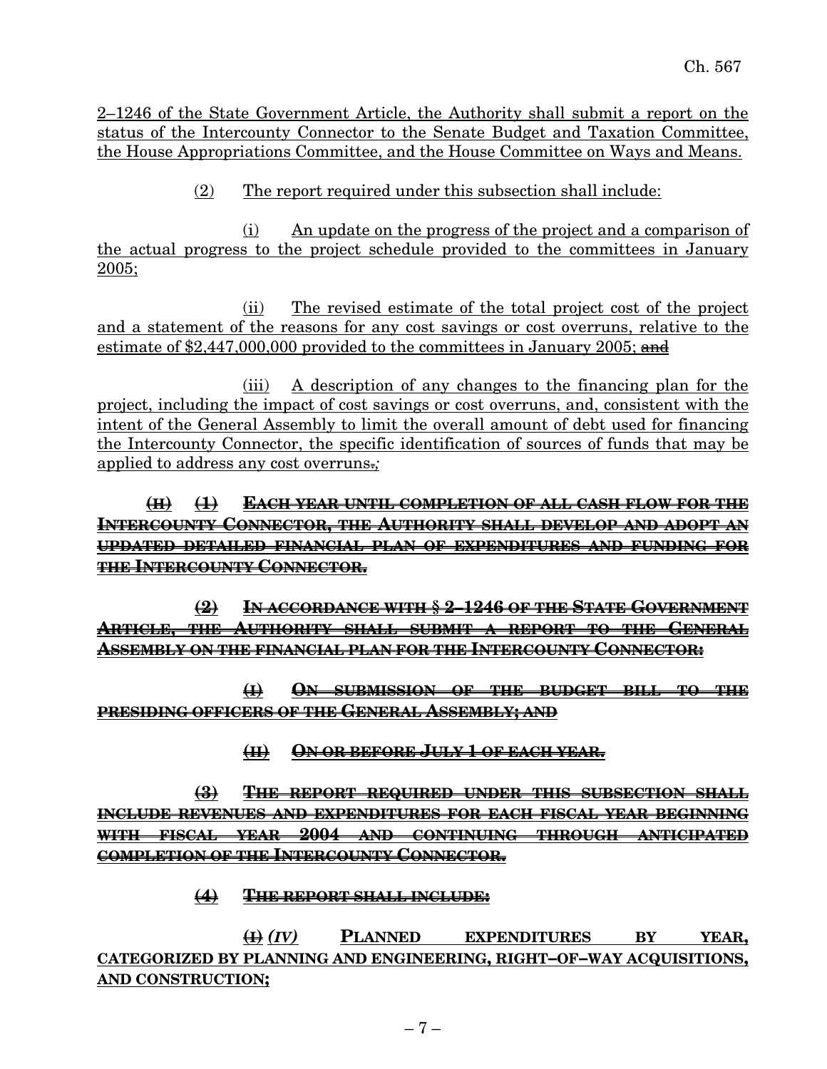2–1246 of the State Government Article, the Authority shall submit a report on the status of the Intercounty Connector to the Senate Budget and Taxation Committee, the House Appropriations Committee, and the House Committee on Ways and Means.

(2) The report required under this subsection shall include:

(i) An update on the progress of the project and a comparison of the actual progress to the project schedule provided to the committees in January 2005;

(ii) The revised estimate of the total project cost of the project and a statement of the reasons for any cost savings or cost overruns, relative to the estimate of $2,447,000,000 provided to the committees in January 2005; ~~and~~

(iii) A description of any changes to the financing plan for the project, including the impact of cost savings or cost overruns, and, consistent with the intent of the General Assembly to limit the overall amount of debt used for financing the Intercounty Connector, the specific identification of sources of funds that may be applied to address any cost overruns~~.~~*;*

~~**(H) (1) EACH YEAR UNTIL COMPLETION OF ALL CASH FLOW FOR THE INTERCOUNTY CONNECTOR, THE AUTHORITY SHALL DEVELOP AND ADOPT AN UPDATED DETAILED FINANCIAL PLAN OF EXPENDITURES AND FUNDING FOR THE INTERCOUNTY CONNECTOR.**~~

~~**(2) IN ACCORDANCE WITH § 2–1246 OF THE STATE GOVERNMENT ARTICLE, THE AUTHORITY SHALL SUBMIT A REPORT TO THE GENERAL ASSEMBLY ON THE FINANCIAL PLAN FOR THE INTERCOUNTY CONNECTOR:**~~

~~**(I) ON SUBMISSION OF THE BUDGET BILL TO THE PRESIDING OFFICERS OF THE GENERAL ASSEMBLY; AND**~~

~~**(II) ON OR BEFORE JULY 1 OF EACH YEAR.**~~

~~**(3) THE REPORT REQUIRED UNDER THIS SUBSECTION SHALL INCLUDE REVENUES AND EXPENDITURES FOR EACH FISCAL YEAR BEGINNING WITH FISCAL YEAR 2004 AND CONTINUING THROUGH ANTICIPATED COMPLETION OF THE INTERCOUNTY CONNECTOR.**~~

~~**(4) THE REPORT SHALL INCLUDE:**~~

~~**(I)**~~ ***(IV)*** **PLANNED EXPENDITURES BY YEAR, CATEGORIZED BY PLANNING AND ENGINEERING, RIGHT–OF–WAY ACQUISITIONS, AND CONSTRUCTION;**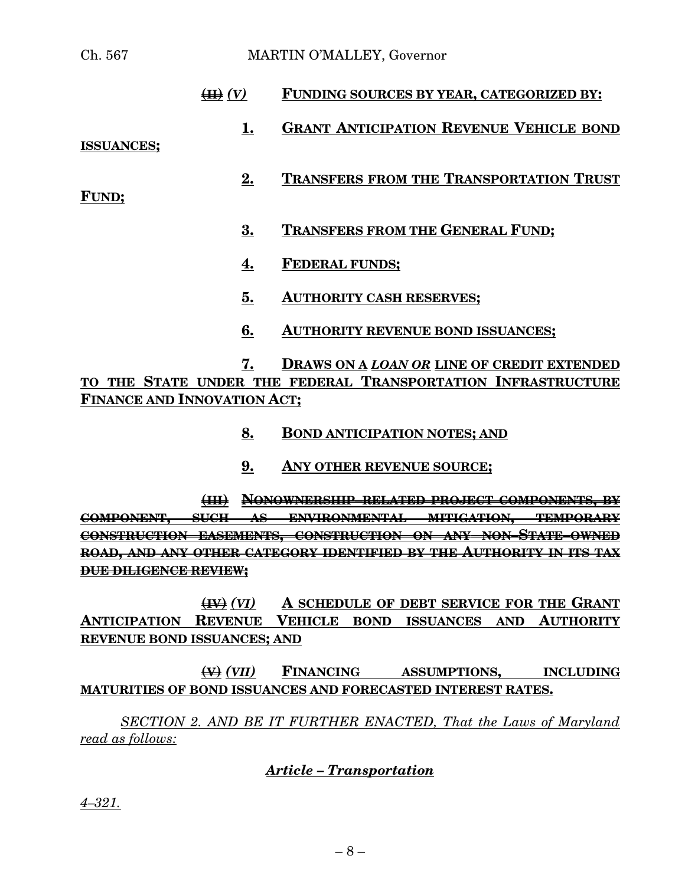~~(II)~~ *(V)* **FUNDING SOURCES BY YEAR, CATEGORIZED BY:**

**1. GRANT ANTICIPATION REVENUE VEHICLE BOND ISSUANCES;**

**2. TRANSFERS FROM THE TRANSPORTATION TRUST FUND;**

**3. TRANSFERS FROM THE GENERAL FUND;**

**4. FEDERAL FUNDS;**

**5. AUTHORITY CASH RESERVES;**

**6. AUTHORITY REVENUE BOND ISSUANCES;**

**7. DRAWS ON A *LOAN OR* LINE OF CREDIT EXTENDED TO THE STATE UNDER THE FEDERAL TRANSPORTATION INFRASTRUCTURE FINANCE AND INNOVATION ACT;**

**8. BOND ANTICIPATION NOTES; AND**

**9. ANY OTHER REVENUE SOURCE;**

~~**(III) NONOWNERSHIP–RELATED PROJECT COMPONENTS, BY COMPONENT, SUCH AS ENVIRONMENTAL MITIGATION, TEMPORARY CONSTRUCTION EASEMENTS, CONSTRUCTION ON ANY NON–STATE–OWNED ROAD, AND ANY OTHER CATEGORY IDENTIFIED BY THE AUTHORITY IN ITS TAX DUE DILIGENCE REVIEW;**~~

~~(IV)~~ *(VI)* **A SCHEDULE OF DEBT SERVICE FOR THE GRANT ANTICIPATION REVENUE VEHICLE BOND ISSUANCES AND AUTHORITY REVENUE BOND ISSUANCES; AND**

~~(V)~~ *(VII)* **FINANCING ASSUMPTIONS, INCLUDING MATURITIES OF BOND ISSUANCES AND FORECASTED INTEREST RATES.**

*SECTION 2. AND BE IT FURTHER ENACTED, That the Laws of Maryland read as follows:*

***Article – Transportation***

*4–321.*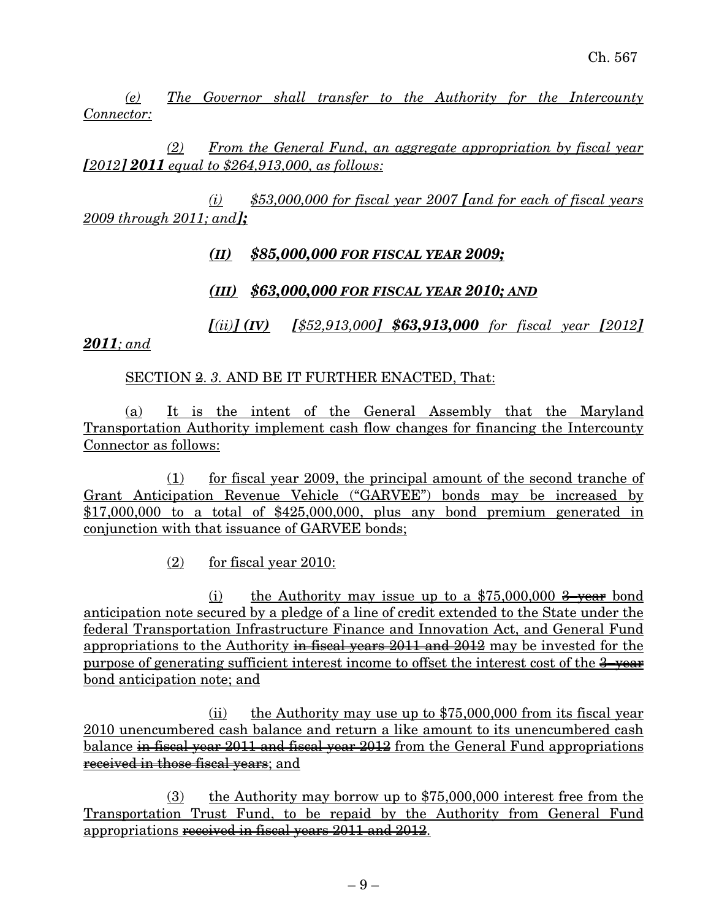*(e) The Governor shall transfer to the Authority for the Intercounty Connector:*

*(2) From the General Fund, an aggregate appropriation by fiscal year* ***[****[2012]* ***] 2011*** *equal to $264,913,000, as follows:*

*(i) $53,000,000 for fiscal year 2007* ***[*** *and for each of fiscal years 2009 through 2011; and* ***];***

***(II) $85,000,000 FOR FISCAL YEAR 2009;***

***(III) $63,000,000 FOR FISCAL YEAR 2010; AND***

***[****(ii)****] (IV)*** ***[****$52,913,000****] $63,913,000*** *for fiscal year* ***[****2012****] 2011****; and*

SECTION ~~2.~~ *3.* AND BE IT FURTHER ENACTED, That:

(a) It is the intent of the General Assembly that the Maryland Transportation Authority implement cash flow changes for financing the Intercounty Connector as follows:

(1) for fiscal year 2009, the principal amount of the second tranche of Grant Anticipation Revenue Vehicle ("GARVEE") bonds may be increased by $17,000,000 to a total of $425,000,000, plus any bond premium generated in conjunction with that issuance of GARVEE bonds;

(2) for fiscal year 2010:

(i) the Authority may issue up to a $75,000,000 ~~3–year~~ bond anticipation note secured by a pledge of a line of credit extended to the State under the federal Transportation Infrastructure Finance and Innovation Act, and General Fund appropriations to the Authority ~~in fiscal years 2011 and 2012~~ may be invested for the purpose of generating sufficient interest income to offset the interest cost of the ~~3–year~~ bond anticipation note; and

(ii) the Authority may use up to $75,000,000 from its fiscal year 2010 unencumbered cash balance and return a like amount to its unencumbered cash balance ~~in fiscal year 2011 and fiscal year 2012~~ from the General Fund appropriations ~~received in those fiscal years~~; and

(3) the Authority may borrow up to $75,000,000 interest free from the Transportation Trust Fund, to be repaid by the Authority from General Fund appropriations ~~received in fiscal years 2011 and 2012~~.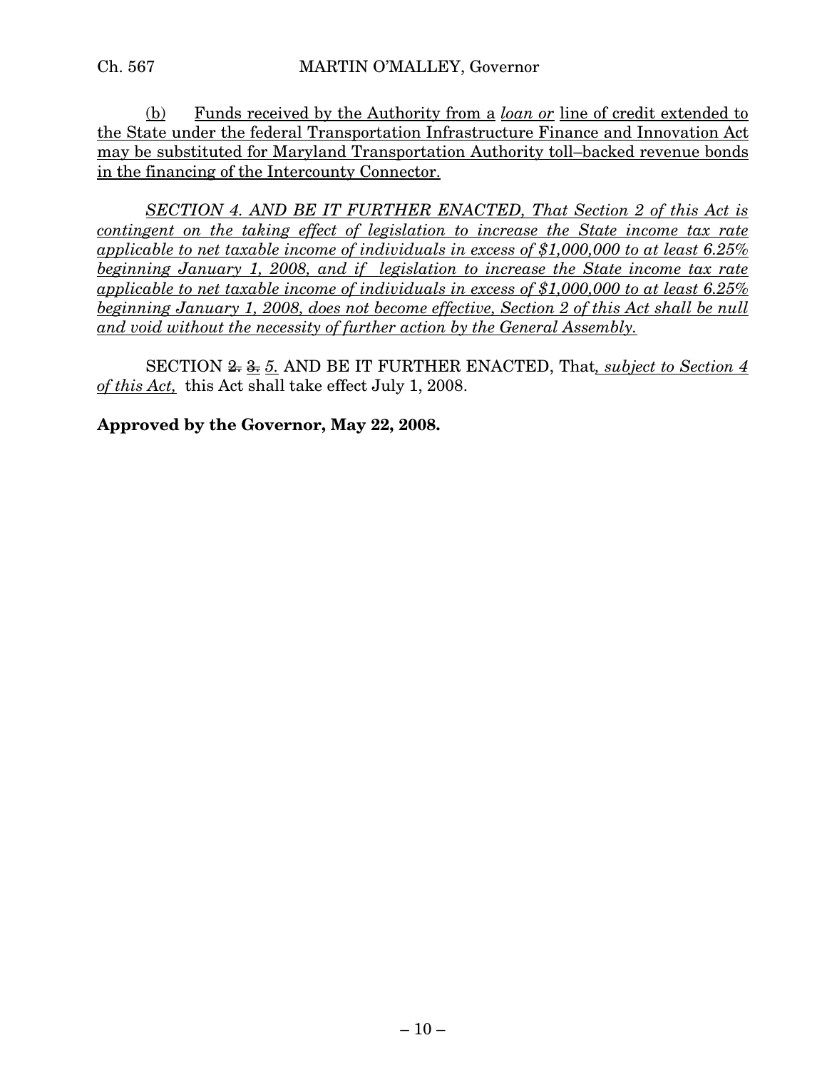(b) Funds received by the Authority from a *loan or* line of credit extended to the State under the federal Transportation Infrastructure Finance and Innovation Act may be substituted for Maryland Transportation Authority toll–backed revenue bonds in the financing of the Intercounty Connector.

*SECTION 4. AND BE IT FURTHER ENACTED, That Section 2 of this Act is contingent on the taking effect of legislation to increase the State income tax rate applicable to net taxable income of individuals in excess of $1,000,000 to at least 6.25% beginning January 1, 2008, and if legislation to increase the State income tax rate applicable to net taxable income of individuals in excess of $1,000,000 to at least 6.25% beginning January 1, 2008, does not become effective, Section 2 of this Act shall be null and void without the necessity of further action by the General Assembly.*

SECTION ~~2.~~ ~~3.~~ *5.* AND BE IT FURTHER ENACTED, That*, subject to Section 4 of this Act,* this Act shall take effect July 1, 2008.

**Approved by the Governor, May 22, 2008.**